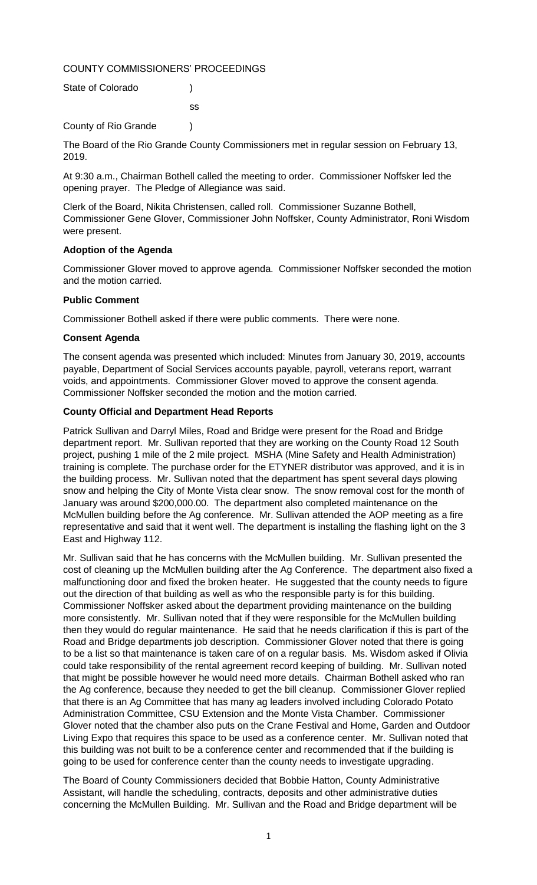COUNTY COMMISSIONERS' PROCEEDINGS

State of Colorado )

ss

County of Rio Grande )

The Board of the Rio Grande County Commissioners met in regular session on February 13, 2019.

At 9:30 a.m., Chairman Bothell called the meeting to order. Commissioner Noffsker led the opening prayer. The Pledge of Allegiance was said.

Clerk of the Board, Nikita Christensen, called roll. Commissioner Suzanne Bothell, Commissioner Gene Glover, Commissioner John Noffsker, County Administrator, Roni Wisdom were present.

**Adoption of the Agenda**

Commissioner Glover moved to approve agenda. Commissioner Noffsker seconded the motion and the motion carried.

**Public Comment**

Commissioner Bothell asked if there were public comments. There were none.

**Consent Agenda**

The consent agenda was presented which included: Minutes from January 30, 2019, accounts payable, Department of Social Services accounts payable, payroll, veterans report, warrant voids, and appointments. Commissioner Glover moved to approve the consent agenda. Commissioner Noffsker seconded the motion and the motion carried.

**County Official and Department Head Reports**

Patrick Sullivan and Darryl Miles, Road and Bridge were present for the Road and Bridge department report. Mr. Sullivan reported that they are working on the County Road 12 South project, pushing 1 mile of the 2 mile project. MSHA (Mine Safety and Health Administration) training is complete. The purchase order for the ETYNER distributor was approved, and it is in the building process. Mr. Sullivan noted that the department has spent several days plowing snow and helping the City of Monte Vista clear snow. The snow removal cost for the month of January was around $200,000.00. The department also completed maintenance on the McMullen building before the Ag conference. Mr. Sullivan attended the AOP meeting as a fire representative and said that it went well. The department is installing the flashing light on the 3 East and Highway 112.

Mr. Sullivan said that he has concerns with the McMullen building. Mr. Sullivan presented the cost of cleaning up the McMullen building after the Ag Conference. The department also fixed a malfunctioning door and fixed the broken heater. He suggested that the county needs to figure out the direction of that building as well as who the responsible party is for this building. Commissioner Noffsker asked about the department providing maintenance on the building more consistently. Mr. Sullivan noted that if they were responsible for the McMullen building then they would do regular maintenance. He said that he needs clarification if this is part of the Road and Bridge departments job description. Commissioner Glover noted that there is going to be a list so that maintenance is taken care of on a regular basis. Ms. Wisdom asked if Olivia could take responsibility of the rental agreement record keeping of building. Mr. Sullivan noted that might be possible however he would need more details. Chairman Bothell asked who ran the Ag conference, because they needed to get the bill cleanup. Commissioner Glover replied that there is an Ag Committee that has many ag leaders involved including Colorado Potato Administration Committee, CSU Extension and the Monte Vista Chamber. Commissioner Glover noted that the chamber also puts on the Crane Festival and Home, Garden and Outdoor Living Expo that requires this space to be used as a conference center. Mr. Sullivan noted that this building was not built to be a conference center and recommended that if the building is going to be used for conference center than the county needs to investigate upgrading.

The Board of County Commissioners decided that Bobbie Hatton, County Administrative Assistant, will handle the scheduling, contracts, deposits and other administrative duties concerning the McMullen Building. Mr. Sullivan and the Road and Bridge department will be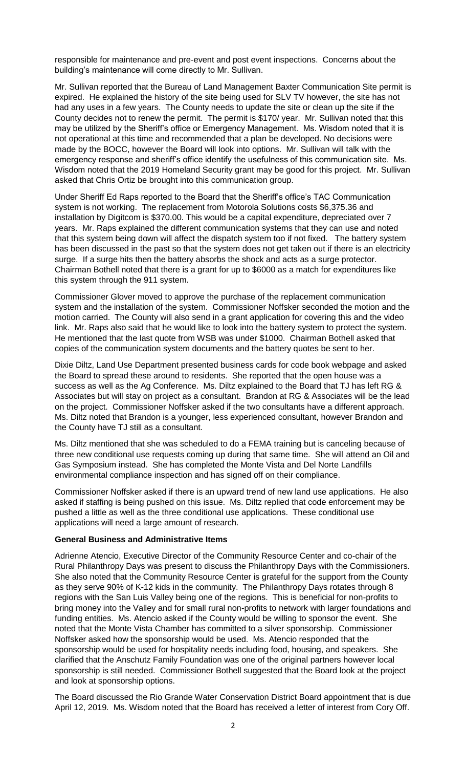responsible for maintenance and pre-event and post event inspections. Concerns about the building's maintenance will come directly to Mr. Sullivan.

Mr. Sullivan reported that the Bureau of Land Management Baxter Communication Site permit is expired. He explained the history of the site being used for SLV TV however, the site has not had any uses in a few years. The County needs to update the site or clean up the site if the County decides not to renew the permit. The permit is $170/ year. Mr. Sullivan noted that this may be utilized by the Sheriff's office or Emergency Management. Ms. Wisdom noted that it is not operational at this time and recommended that a plan be developed. No decisions were made by the BOCC, however the Board will look into options. Mr. Sullivan will talk with the emergency response and sheriff's office identify the usefulness of this communication site. Ms. Wisdom noted that the 2019 Homeland Security grant may be good for this project. Mr. Sullivan asked that Chris Ortiz be brought into this communication group.

Under Sheriff Ed Raps reported to the Board that the Sheriff's office's TAC Communication system is not working. The replacement from Motorola Solutions costs $6,375.36 and installation by Digitcom is $370.00. This would be a capital expenditure, depreciated over 7 years. Mr. Raps explained the different communication systems that they can use and noted that this system being down will affect the dispatch system too if not fixed. The battery system has been discussed in the past so that the system does not get taken out if there is an electricity surge. If a surge hits then the battery absorbs the shock and acts as a surge protector. Chairman Bothell noted that there is a grant for up to $6000 as a match for expenditures like this system through the 911 system.

Commissioner Glover moved to approve the purchase of the replacement communication system and the installation of the system. Commissioner Noffsker seconded the motion and the motion carried. The County will also send in a grant application for covering this and the video link. Mr. Raps also said that he would like to look into the battery system to protect the system. He mentioned that the last quote from WSB was under $1000. Chairman Bothell asked that copies of the communication system documents and the battery quotes be sent to her.

Dixie Diltz, Land Use Department presented business cards for code book webpage and asked the Board to spread these around to residents. She reported that the open house was a success as well as the Ag Conference. Ms. Diltz explained to the Board that TJ has left RG & Associates but will stay on project as a consultant. Brandon at RG & Associates will be the lead on the project. Commissioner Noffsker asked if the two consultants have a different approach. Ms. Diltz noted that Brandon is a younger, less experienced consultant, however Brandon and the County have TJ still as a consultant.

Ms. Diltz mentioned that she was scheduled to do a FEMA training but is canceling because of three new conditional use requests coming up during that same time. She will attend an Oil and Gas Symposium instead. She has completed the Monte Vista and Del Norte Landfills environmental compliance inspection and has signed off on their compliance.

Commissioner Noffsker asked if there is an upward trend of new land use applications. He also asked if staffing is being pushed on this issue. Ms. Diltz replied that code enforcement may be pushed a little as well as the three conditional use applications. These conditional use applications will need a large amount of research.

**General Business and Administrative Items**

Adrienne Atencio, Executive Director of the Community Resource Center and co-chair of the Rural Philanthropy Days was present to discuss the Philanthropy Days with the Commissioners. She also noted that the Community Resource Center is grateful for the support from the County as they serve 90% of K-12 kids in the community. The Philanthropy Days rotates through 8 regions with the San Luis Valley being one of the regions. This is beneficial for non-profits to bring money into the Valley and for small rural non-profits to network with larger foundations and funding entities. Ms. Atencio asked if the County would be willing to sponsor the event. She noted that the Monte Vista Chamber has committed to a silver sponsorship. Commissioner Noffsker asked how the sponsorship would be used. Ms. Atencio responded that the sponsorship would be used for hospitality needs including food, housing, and speakers. She clarified that the Anschutz Family Foundation was one of the original partners however local sponsorship is still needed. Commissioner Bothell suggested that the Board look at the project and look at sponsorship options.

The Board discussed the Rio Grande Water Conservation District Board appointment that is due April 12, 2019. Ms. Wisdom noted that the Board has received a letter of interest from Cory Off.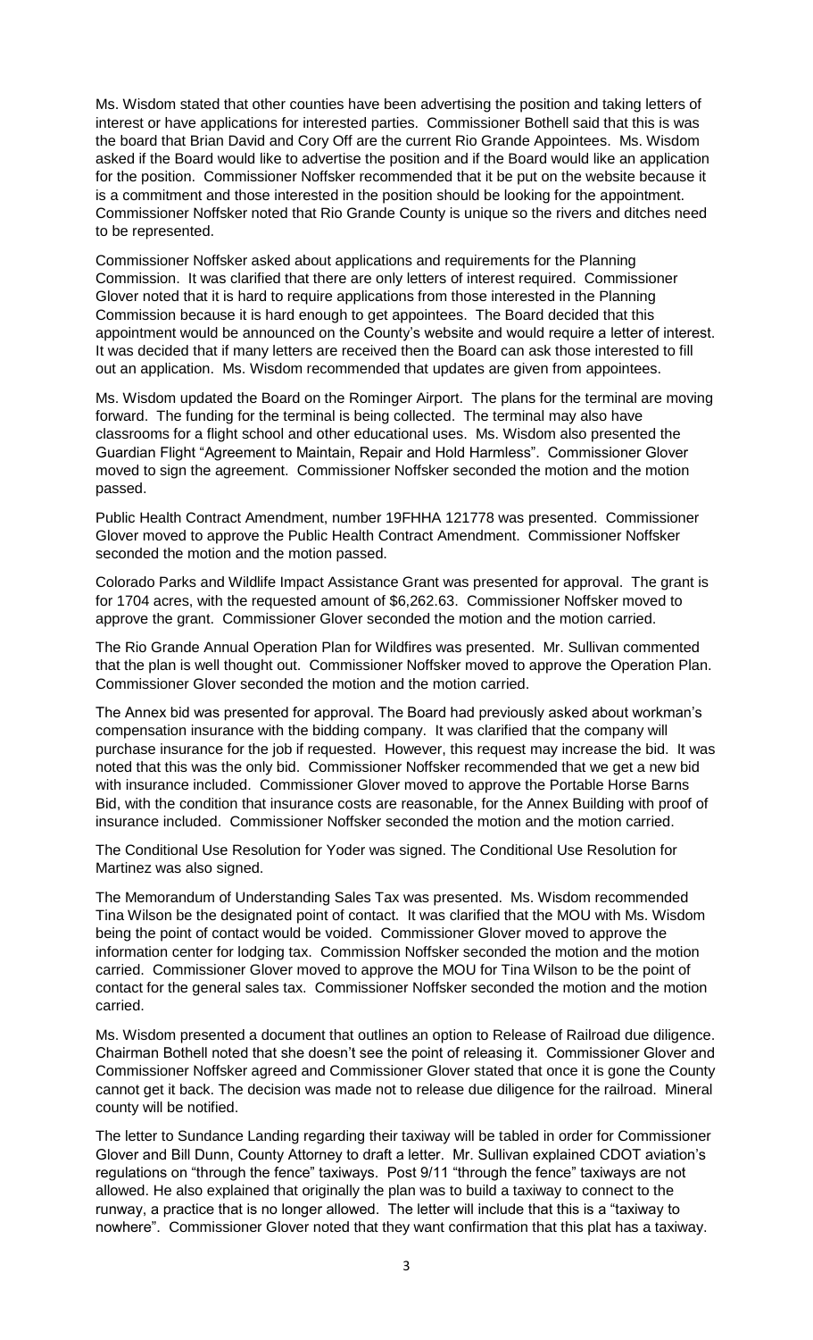Ms. Wisdom stated that other counties have been advertising the position and taking letters of interest or have applications for interested parties. Commissioner Bothell said that this is was the board that Brian David and Cory Off are the current Rio Grande Appointees. Ms. Wisdom asked if the Board would like to advertise the position and if the Board would like an application for the position. Commissioner Noffsker recommended that it be put on the website because it is a commitment and those interested in the position should be looking for the appointment. Commissioner Noffsker noted that Rio Grande County is unique so the rivers and ditches need to be represented.

Commissioner Noffsker asked about applications and requirements for the Planning Commission. It was clarified that there are only letters of interest required. Commissioner Glover noted that it is hard to require applications from those interested in the Planning Commission because it is hard enough to get appointees. The Board decided that this appointment would be announced on the County's website and would require a letter of interest. It was decided that if many letters are received then the Board can ask those interested to fill out an application. Ms. Wisdom recommended that updates are given from appointees.

Ms. Wisdom updated the Board on the Rominger Airport. The plans for the terminal are moving forward. The funding for the terminal is being collected. The terminal may also have classrooms for a flight school and other educational uses. Ms. Wisdom also presented the Guardian Flight "Agreement to Maintain, Repair and Hold Harmless". Commissioner Glover moved to sign the agreement. Commissioner Noffsker seconded the motion and the motion passed.

Public Health Contract Amendment, number 19FHHA 121778 was presented. Commissioner Glover moved to approve the Public Health Contract Amendment. Commissioner Noffsker seconded the motion and the motion passed.

Colorado Parks and Wildlife Impact Assistance Grant was presented for approval. The grant is for 1704 acres, with the requested amount of $6,262.63. Commissioner Noffsker moved to approve the grant. Commissioner Glover seconded the motion and the motion carried.

The Rio Grande Annual Operation Plan for Wildfires was presented. Mr. Sullivan commented that the plan is well thought out. Commissioner Noffsker moved to approve the Operation Plan. Commissioner Glover seconded the motion and the motion carried.

The Annex bid was presented for approval. The Board had previously asked about workman's compensation insurance with the bidding company. It was clarified that the company will purchase insurance for the job if requested. However, this request may increase the bid. It was noted that this was the only bid. Commissioner Noffsker recommended that we get a new bid with insurance included. Commissioner Glover moved to approve the Portable Horse Barns Bid, with the condition that insurance costs are reasonable, for the Annex Building with proof of insurance included. Commissioner Noffsker seconded the motion and the motion carried.

The Conditional Use Resolution for Yoder was signed. The Conditional Use Resolution for Martinez was also signed.

The Memorandum of Understanding Sales Tax was presented. Ms. Wisdom recommended Tina Wilson be the designated point of contact. It was clarified that the MOU with Ms. Wisdom being the point of contact would be voided. Commissioner Glover moved to approve the information center for lodging tax. Commission Noffsker seconded the motion and the motion carried. Commissioner Glover moved to approve the MOU for Tina Wilson to be the point of contact for the general sales tax. Commissioner Noffsker seconded the motion and the motion carried.

Ms. Wisdom presented a document that outlines an option to Release of Railroad due diligence. Chairman Bothell noted that she doesn't see the point of releasing it. Commissioner Glover and Commissioner Noffsker agreed and Commissioner Glover stated that once it is gone the County cannot get it back. The decision was made not to release due diligence for the railroad. Mineral county will be notified.

The letter to Sundance Landing regarding their taxiway will be tabled in order for Commissioner Glover and Bill Dunn, County Attorney to draft a letter. Mr. Sullivan explained CDOT aviation's regulations on "through the fence" taxiways. Post 9/11 "through the fence" taxiways are not allowed. He also explained that originally the plan was to build a taxiway to connect to the runway, a practice that is no longer allowed. The letter will include that this is a "taxiway to nowhere". Commissioner Glover noted that they want confirmation that this plat has a taxiway.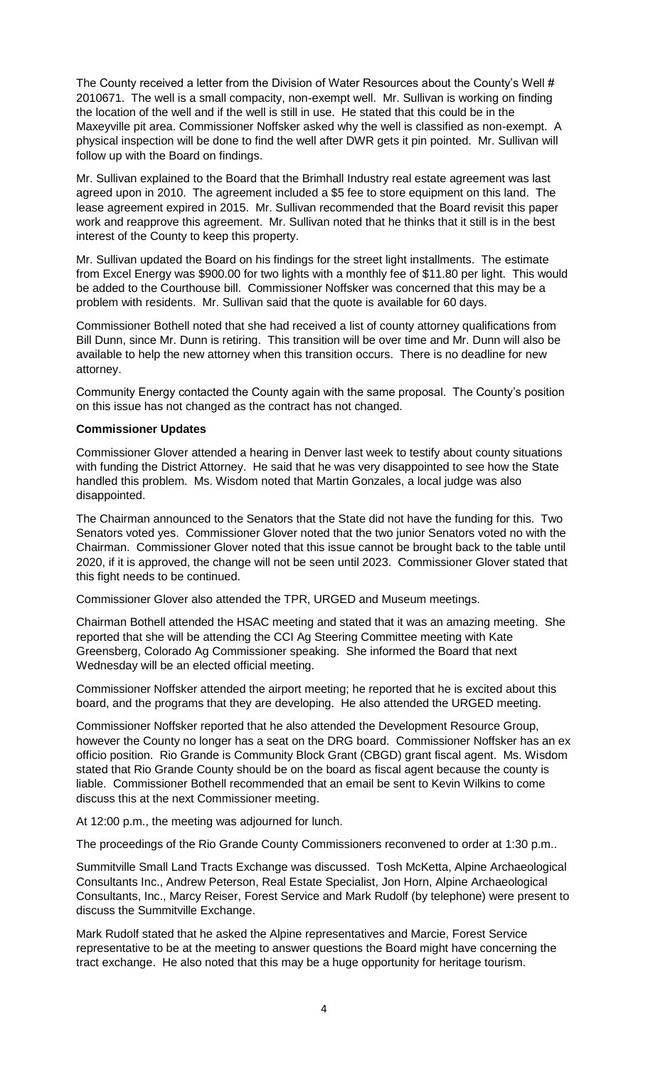The County received a letter from the Division of Water Resources about the County's Well # 2010671. The well is a small compacity, non-exempt well. Mr. Sullivan is working on finding the location of the well and if the well is still in use. He stated that this could be in the Maxeyville pit area. Commissioner Noffsker asked why the well is classified as non-exempt. A physical inspection will be done to find the well after DWR gets it pin pointed. Mr. Sullivan will follow up with the Board on findings.

Mr. Sullivan explained to the Board that the Brimhall Industry real estate agreement was last agreed upon in 2010. The agreement included a $5 fee to store equipment on this land. The lease agreement expired in 2015. Mr. Sullivan recommended that the Board revisit this paper work and reapprove this agreement. Mr. Sullivan noted that he thinks that it still is in the best interest of the County to keep this property.

Mr. Sullivan updated the Board on his findings for the street light installments. The estimate from Excel Energy was $900.00 for two lights with a monthly fee of $11.80 per light. This would be added to the Courthouse bill. Commissioner Noffsker was concerned that this may be a problem with residents. Mr. Sullivan said that the quote is available for 60 days.

Commissioner Bothell noted that she had received a list of county attorney qualifications from Bill Dunn, since Mr. Dunn is retiring. This transition will be over time and Mr. Dunn will also be available to help the new attorney when this transition occurs. There is no deadline for new attorney.

Community Energy contacted the County again with the same proposal. The County's position on this issue has not changed as the contract has not changed.

**Commissioner Updates**

Commissioner Glover attended a hearing in Denver last week to testify about county situations with funding the District Attorney. He said that he was very disappointed to see how the State handled this problem. Ms. Wisdom noted that Martin Gonzales, a local judge was also disappointed.

The Chairman announced to the Senators that the State did not have the funding for this. Two Senators voted yes. Commissioner Glover noted that the two junior Senators voted no with the Chairman. Commissioner Glover noted that this issue cannot be brought back to the table until 2020, if it is approved, the change will not be seen until 2023. Commissioner Glover stated that this fight needs to be continued.

Commissioner Glover also attended the TPR, URGED and Museum meetings.

Chairman Bothell attended the HSAC meeting and stated that it was an amazing meeting. She reported that she will be attending the CCI Ag Steering Committee meeting with Kate Greensberg, Colorado Ag Commissioner speaking. She informed the Board that next Wednesday will be an elected official meeting.

Commissioner Noffsker attended the airport meeting; he reported that he is excited about this board, and the programs that they are developing. He also attended the URGED meeting.

Commissioner Noffsker reported that he also attended the Development Resource Group, however the County no longer has a seat on the DRG board. Commissioner Noffsker has an ex officio position. Rio Grande is Community Block Grant (CBGD) grant fiscal agent. Ms. Wisdom stated that Rio Grande County should be on the board as fiscal agent because the county is liable. Commissioner Bothell recommended that an email be sent to Kevin Wilkins to come discuss this at the next Commissioner meeting.

At 12:00 p.m., the meeting was adjourned for lunch.

The proceedings of the Rio Grande County Commissioners reconvened to order at 1:30 p.m..

Summitville Small Land Tracts Exchange was discussed. Tosh McKetta, Alpine Archaeological Consultants Inc., Andrew Peterson, Real Estate Specialist, Jon Horn, Alpine Archaeological Consultants, Inc., Marcy Reiser, Forest Service and Mark Rudolf (by telephone) were present to discuss the Summitville Exchange.

Mark Rudolf stated that he asked the Alpine representatives and Marcie, Forest Service representative to be at the meeting to answer questions the Board might have concerning the tract exchange. He also noted that this may be a huge opportunity for heritage tourism.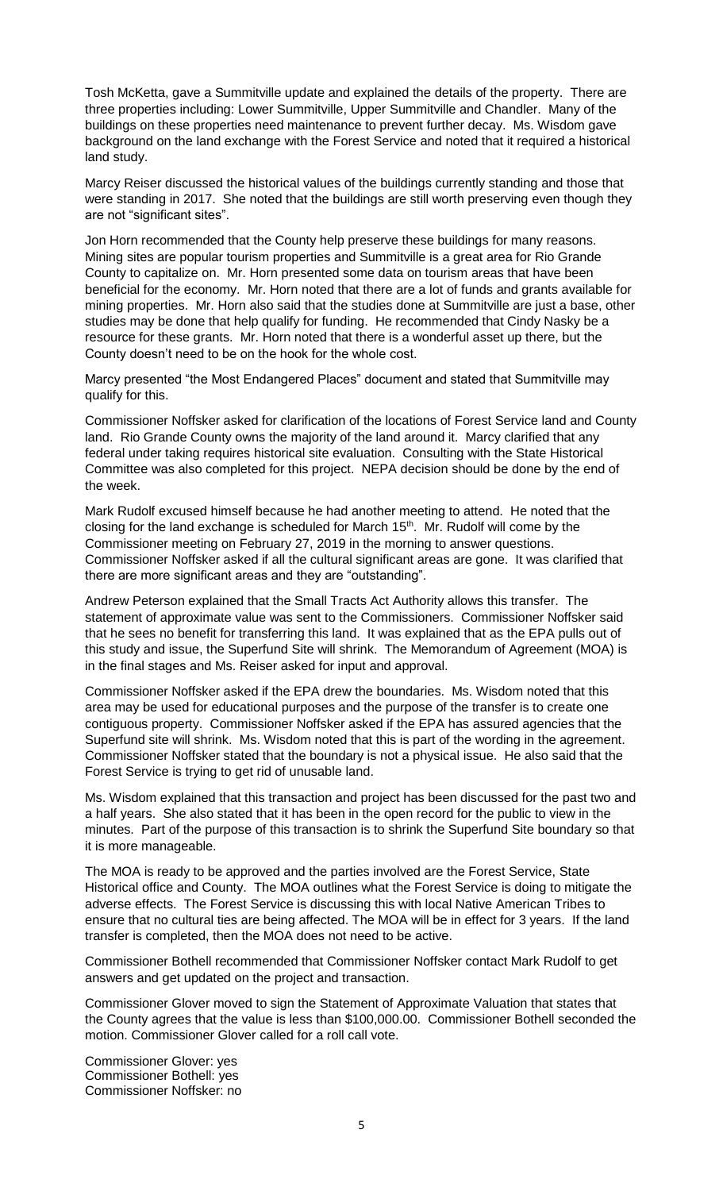Tosh McKetta, gave a Summitville update and explained the details of the property. There are three properties including: Lower Summitville, Upper Summitville and Chandler. Many of the buildings on these properties need maintenance to prevent further decay. Ms. Wisdom gave background on the land exchange with the Forest Service and noted that it required a historical land study.

Marcy Reiser discussed the historical values of the buildings currently standing and those that were standing in 2017. She noted that the buildings are still worth preserving even though they are not "significant sites".

Jon Horn recommended that the County help preserve these buildings for many reasons. Mining sites are popular tourism properties and Summitville is a great area for Rio Grande County to capitalize on. Mr. Horn presented some data on tourism areas that have been beneficial for the economy. Mr. Horn noted that there are a lot of funds and grants available for mining properties. Mr. Horn also said that the studies done at Summitville are just a base, other studies may be done that help qualify for funding. He recommended that Cindy Nasky be a resource for these grants. Mr. Horn noted that there is a wonderful asset up there, but the County doesn't need to be on the hook for the whole cost.

Marcy presented "the Most Endangered Places" document and stated that Summitville may qualify for this.

Commissioner Noffsker asked for clarification of the locations of Forest Service land and County land. Rio Grande County owns the majority of the land around it. Marcy clarified that any federal under taking requires historical site evaluation. Consulting with the State Historical Committee was also completed for this project. NEPA decision should be done by the end of the week.

Mark Rudolf excused himself because he had another meeting to attend. He noted that the closing for the land exchange is scheduled for March 15th. Mr. Rudolf will come by the Commissioner meeting on February 27, 2019 in the morning to answer questions. Commissioner Noffsker asked if all the cultural significant areas are gone. It was clarified that there are more significant areas and they are "outstanding".

Andrew Peterson explained that the Small Tracts Act Authority allows this transfer. The statement of approximate value was sent to the Commissioners. Commissioner Noffsker said that he sees no benefit for transferring this land. It was explained that as the EPA pulls out of this study and issue, the Superfund Site will shrink. The Memorandum of Agreement (MOA) is in the final stages and Ms. Reiser asked for input and approval.

Commissioner Noffsker asked if the EPA drew the boundaries. Ms. Wisdom noted that this area may be used for educational purposes and the purpose of the transfer is to create one contiguous property. Commissioner Noffsker asked if the EPA has assured agencies that the Superfund site will shrink. Ms. Wisdom noted that this is part of the wording in the agreement. Commissioner Noffsker stated that the boundary is not a physical issue. He also said that the Forest Service is trying to get rid of unusable land.

Ms. Wisdom explained that this transaction and project has been discussed for the past two and a half years. She also stated that it has been in the open record for the public to view in the minutes. Part of the purpose of this transaction is to shrink the Superfund Site boundary so that it is more manageable.

The MOA is ready to be approved and the parties involved are the Forest Service, State Historical office and County. The MOA outlines what the Forest Service is doing to mitigate the adverse effects. The Forest Service is discussing this with local Native American Tribes to ensure that no cultural ties are being affected. The MOA will be in effect for 3 years. If the land transfer is completed, then the MOA does not need to be active.

Commissioner Bothell recommended that Commissioner Noffsker contact Mark Rudolf to get answers and get updated on the project and transaction.

Commissioner Glover moved to sign the Statement of Approximate Valuation that states that the County agrees that the value is less than $100,000.00. Commissioner Bothell seconded the motion. Commissioner Glover called for a roll call vote.

Commissioner Glover: yes
Commissioner Bothell: yes
Commissioner Noffsker: no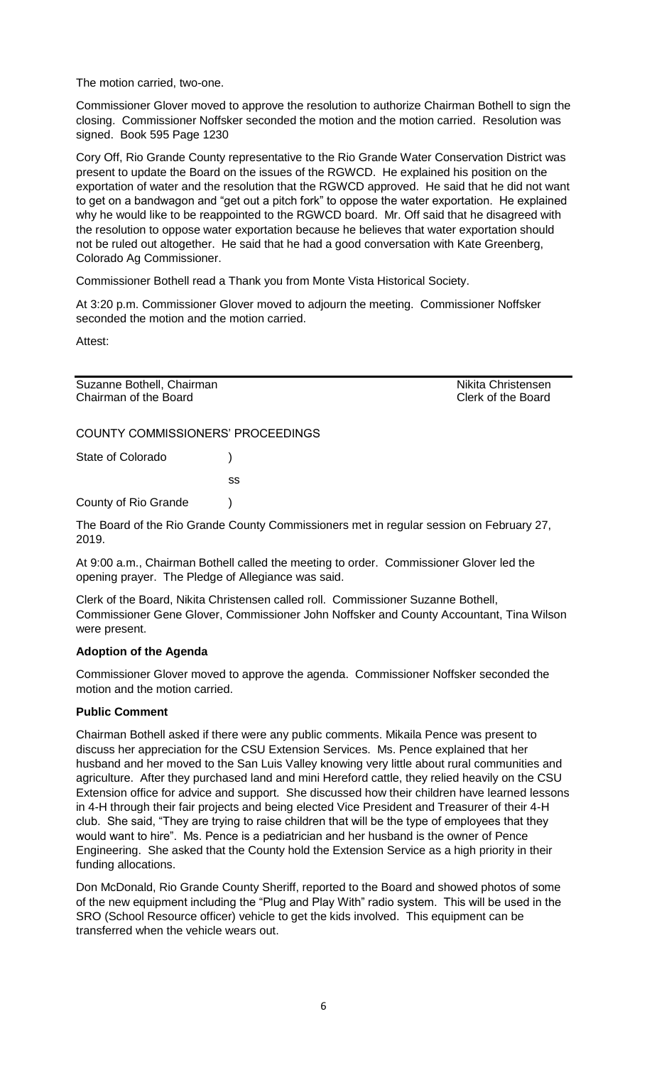The motion carried, two-one.

Commissioner Glover moved to approve the resolution to authorize Chairman Bothell to sign the closing. Commissioner Noffsker seconded the motion and the motion carried. Resolution was signed. Book 595 Page 1230

Cory Off, Rio Grande County representative to the Rio Grande Water Conservation District was present to update the Board on the issues of the RGWCD. He explained his position on the exportation of water and the resolution that the RGWCD approved. He said that he did not want to get on a bandwagon and "get out a pitch fork" to oppose the water exportation. He explained why he would like to be reappointed to the RGWCD board. Mr. Off said that he disagreed with the resolution to oppose water exportation because he believes that water exportation should not be ruled out altogether. He said that he had a good conversation with Kate Greenberg, Colorado Ag Commissioner.

Commissioner Bothell read a Thank you from Monte Vista Historical Society.

At 3:20 p.m. Commissioner Glover moved to adjourn the meeting. Commissioner Noffsker seconded the motion and the motion carried.

Attest:

| Suzanne Bothell, Chairman<br>Chairman of the Board | Nikita Christensen<br>Clerk of the Board |
|---|---|

COUNTY COMMISSIONERS' PROCEEDINGS

State of Colorado )

ss

County of Rio Grande )

The Board of the Rio Grande County Commissioners met in regular session on February 27, 2019.

At 9:00 a.m., Chairman Bothell called the meeting to order. Commissioner Glover led the opening prayer. The Pledge of Allegiance was said.

Clerk of the Board, Nikita Christensen called roll. Commissioner Suzanne Bothell, Commissioner Gene Glover, Commissioner John Noffsker and County Accountant, Tina Wilson were present.

**Adoption of the Agenda**

Commissioner Glover moved to approve the agenda. Commissioner Noffsker seconded the motion and the motion carried.

**Public Comment**

Chairman Bothell asked if there were any public comments. Mikaila Pence was present to discuss her appreciation for the CSU Extension Services. Ms. Pence explained that her husband and her moved to the San Luis Valley knowing very little about rural communities and agriculture. After they purchased land and mini Hereford cattle, they relied heavily on the CSU Extension office for advice and support. She discussed how their children have learned lessons in 4-H through their fair projects and being elected Vice President and Treasurer of their 4-H club. She said, "They are trying to raise children that will be the type of employees that they would want to hire". Ms. Pence is a pediatrician and her husband is the owner of Pence Engineering. She asked that the County hold the Extension Service as a high priority in their funding allocations.

Don McDonald, Rio Grande County Sheriff, reported to the Board and showed photos of some of the new equipment including the "Plug and Play With" radio system. This will be used in the SRO (School Resource officer) vehicle to get the kids involved. This equipment can be transferred when the vehicle wears out.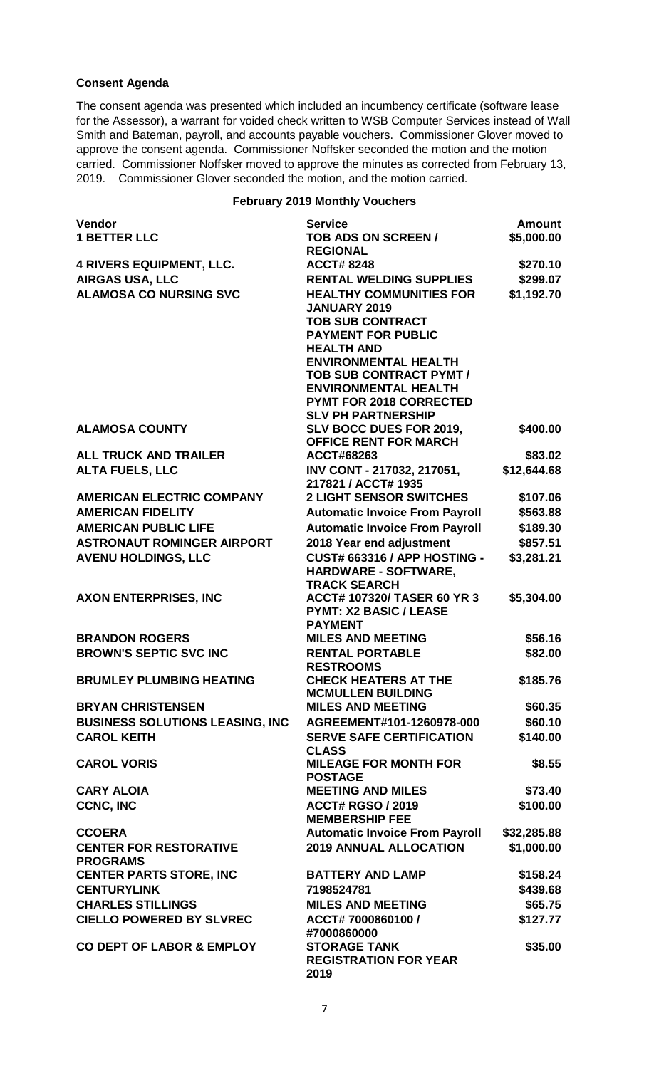**Consent Agenda**

The consent agenda was presented which included an incumbency certificate (software lease for the Assessor), a warrant for voided check written to WSB Computer Services instead of Wall Smith and Bateman, payroll, and accounts payable vouchers. Commissioner Glover moved to approve the consent agenda. Commissioner Noffsker seconded the motion and the motion carried. Commissioner Noffsker moved to approve the minutes as corrected from February 13, 2019. Commissioner Glover seconded the motion, and the motion carried.

**February 2019 Monthly Vouchers**

| Vendor | Service | Amount |
|---|---|---|
| 1 BETTER LLC | TOB ADS ON SCREEN / REGIONAL | $5,000.00 |
| 4 RIVERS EQUIPMENT, LLC. | ACCT# 8248 | $270.10 |
| AIRGAS USA, LLC | RENTAL WELDING SUPPLIES | $299.07 |
| ALAMOSA CO NURSING SVC | HEALTHY COMMUNITIES FOR JANUARY 2019 TOB SUB CONTRACT PAYMENT FOR PUBLIC HEALTH AND ENVIRONMENTAL HEALTH TOB SUB CONTRACT PYMT / ENVIRONMENTAL HEALTH PYMT FOR 2018 CORRECTED SLV PH PARTNERSHIP | $1,192.70 |
| ALAMOSA COUNTY | SLV BOCC DUES FOR 2019, OFFICE RENT FOR MARCH | $400.00 |
| ALL TRUCK AND TRAILER | ACCT#68263 | $83.02 |
| ALTA FUELS, LLC | INV CONT - 217032, 217051, 217821 / ACCT# 1935 | $12,644.68 |
| AMERICAN ELECTRIC COMPANY | 2 LIGHT SENSOR SWITCHES | $107.06 |
| AMERICAN FIDELITY | Automatic Invoice From Payroll | $563.88 |
| AMERICAN PUBLIC LIFE | Automatic Invoice From Payroll | $189.30 |
| ASTRONAUT ROMINGER AIRPORT | 2018 Year end adjustment | $857.51 |
| AVENU HOLDINGS, LLC | CUST# 663316 / APP HOSTING - HARDWARE - SOFTWARE, TRACK SEARCH | $3,281.21 |
| AXON ENTERPRISES, INC | ACCT# 107320/ TASER 60 YR 3 PYMT: X2 BASIC / LEASE PAYMENT | $5,304.00 |
| BRANDON ROGERS | MILES AND MEETING | $56.16 |
| BROWN'S SEPTIC SVC INC | RENTAL PORTABLE RESTROOMS | $82.00 |
| BRUMLEY PLUMBING HEATING | CHECK HEATERS AT THE MCMULLEN BUILDING | $185.76 |
| BRYAN CHRISTENSEN | MILES AND MEETING | $60.35 |
| BUSINESS SOLUTIONS LEASING, INC | AGREEMENT#101-1260978-000 | $60.10 |
| CAROL KEITH | SERVE SAFE CERTIFICATION CLASS | $140.00 |
| CAROL VORIS | MILEAGE FOR MONTH FOR POSTAGE | $8.55 |
| CARY ALOIA | MEETING AND MILES | $73.40 |
| CCNC, INC | ACCT# RGSO / 2019 MEMBERSHIP FEE | $100.00 |
| CCOERA | Automatic Invoice From Payroll | $32,285.88 |
| CENTER FOR RESTORATIVE PROGRAMS | 2019 ANNUAL ALLOCATION | $1,000.00 |
| CENTER PARTS STORE, INC | BATTERY AND LAMP | $158.24 |
| CENTURYLINK | 7198524781 | $439.68 |
| CHARLES STILLINGS | MILES AND MEETING | $65.75 |
| CIELLO POWERED BY SLVREC | ACCT# 7000860100 / #7000860000 | $127.77 |
| CO DEPT OF LABOR & EMPLOY | STORAGE TANK REGISTRATION FOR YEAR 2019 | $35.00 |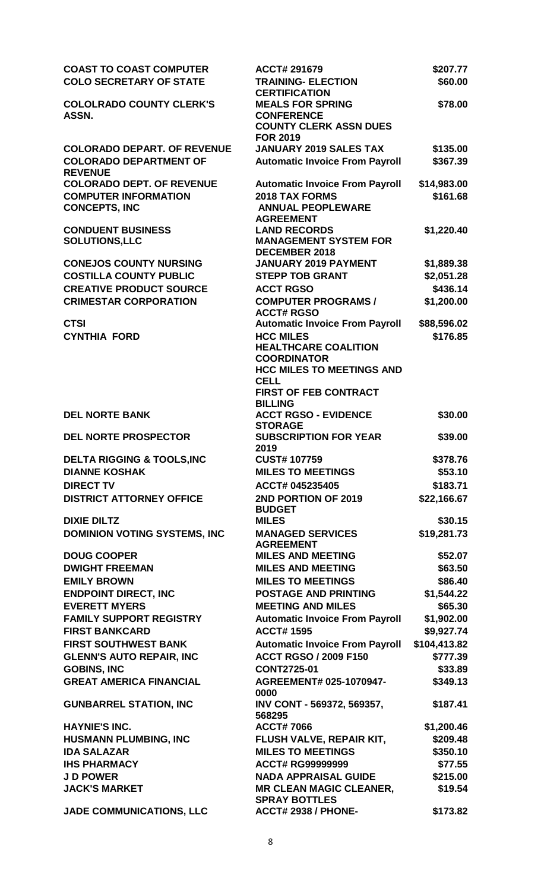| | | |
|---|---|---|
| **COAST TO COAST COMPUTER** | **ACCT# 291679** | **$207.77** |
| **COLO SECRETARY OF STATE** | **TRAINING- ELECTION CERTIFICATION** | **$60.00** |
| **COLOLRADO COUNTY CLERK'S ASSN.** | **MEALS FOR SPRING CONFERENCE** | **$78.00** |
| | **COUNTY CLERK ASSN DUES FOR 2019** | |
| **COLORADO DEPART. OF REVENUE** | **JANUARY 2019 SALES TAX** | **$135.00** |
| **COLORADO DEPARTMENT OF REVENUE** | **Automatic Invoice From Payroll** | **$367.39** |
| **COLORADO DEPT. OF REVENUE** | **Automatic Invoice From Payroll** | **$14,983.00** |
| **COMPUTER INFORMATION CONCEPTS, INC** | **2018 TAX FORMS** | **$161.68** |
| | **ANNUAL PEOPLEWARE AGREEMENT** | |
| **CONDUENT BUSINESS SOLUTIONS,LLC** | **LAND RECORDS MANAGEMENT SYSTEM FOR DECEMBER 2018** | **$1,220.40** |
| **CONEJOS COUNTY NURSING** | **JANUARY 2019 PAYMENT** | **$1,889.38** |
| **COSTILLA COUNTY PUBLIC** | **STEPP TOB GRANT** | **$2,051.28** |
| **CREATIVE PRODUCT SOURCE** | **ACCT RGSO** | **$436.14** |
| **CRIMESTAR CORPORATION** | **COMPUTER PROGRAMS / ACCT# RGSO** | **$1,200.00** |
| **CTSI** | **Automatic Invoice From Payroll** | **$88,596.02** |
| **CYNTHIA FORD** | **HCC MILES** | **$176.85** |
| | **HEALTHCARE COALITION COORDINATOR** | |
| | **HCC MILES TO MEETINGS AND CELL** | |
| | **FIRST OF FEB CONTRACT BILLING** | |
| **DEL NORTE BANK** | **ACCT RGSO - EVIDENCE STORAGE** | **$30.00** |
| **DEL NORTE PROSPECTOR** | **SUBSCRIPTION FOR YEAR 2019** | **$39.00** |
| **DELTA RIGGING & TOOLS,INC** | **CUST# 107759** | **$378.76** |
| **DIANNE KOSHAK** | **MILES TO MEETINGS** | **$53.10** |
| **DIRECT TV** | **ACCT# 045235405** | **$183.71** |
| **DISTRICT ATTORNEY OFFICE** | **2ND PORTION OF 2019 BUDGET** | **$22,166.67** |
| **DIXIE DILTZ** | **MILES** | **$30.15** |
| **DOMINION VOTING SYSTEMS, INC** | **MANAGED SERVICES AGREEMENT** | **$19,281.73** |
| **DOUG COOPER** | **MILES AND MEETING** | **$52.07** |
| **DWIGHT FREEMAN** | **MILES AND MEETING** | **$63.50** |
| **EMILY BROWN** | **MILES TO MEETINGS** | **$86.40** |
| **ENDPOINT DIRECT, INC** | **POSTAGE AND PRINTING** | **$1,544.22** |
| **EVERETT MYERS** | **MEETING AND MILES** | **$65.30** |
| **FAMILY SUPPORT REGISTRY** | **Automatic Invoice From Payroll** | **$1,902.00** |
| **FIRST BANKCARD** | **ACCT# 1595** | **$9,927.74** |
| **FIRST SOUTHWEST BANK** | **Automatic Invoice From Payroll** | **$104,413.82** |
| **GLENN'S AUTO REPAIR, INC** | **ACCT RGSO / 2009 F150** | **$777.39** |
| **GOBINS, INC** | **CONT2725-01** | **$33.89** |
| **GREAT AMERICA FINANCIAL** | **AGREEMENT# 025-1070947-0000** | **$349.13** |
| **GUNBARREL STATION, INC** | **INV CONT - 569372, 569357, 568295** | **$187.41** |
| **HAYNIE'S INC.** | **ACCT# 7066** | **$1,200.46** |
| **HUSMANN PLUMBING, INC** | **FLUSH VALVE, REPAIR KIT,** | **$209.48** |
| **IDA SALAZAR** | **MILES TO MEETINGS** | **$350.10** |
| **IHS PHARMACY** | **ACCT# RG99999999** | **$77.55** |
| **J D POWER** | **NADA APPRAISAL GUIDE** | **$215.00** |
| **JACK'S MARKET** | **MR CLEAN MAGIC CLEANER, SPRAY BOTTLES** | **$19.54** |
| **JADE COMMUNICATIONS, LLC** | **ACCT# 2938 / PHONE-** | **$173.82** |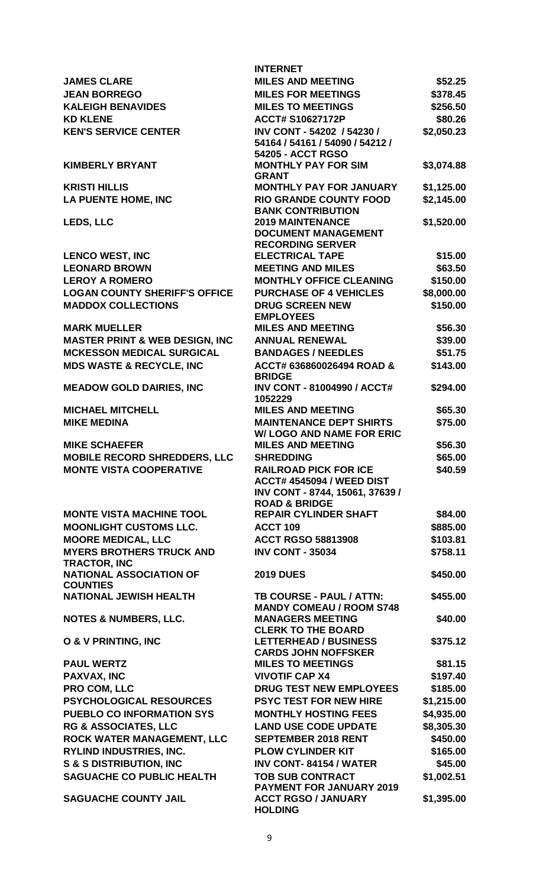| | INTERNET | |
|---|---|---|
| **JAMES CLARE** | **MILES AND MEETING** | **$52.25** |
| **JEAN BORREGO** | **MILES FOR MEETINGS** | **$378.45** |
| **KALEIGH BENAVIDES** | **MILES TO MEETINGS** | **$256.50** |
| **KD KLENE** | **ACCT# S10627172P** | **$80.26** |
| **KEN'S SERVICE CENTER** | **INV CONT - 54202 / 54230 / 54164 / 54161 / 54090 / 54212 / 54205 - ACCT RGSO** | **$2,050.23** |
| **KIMBERLY BRYANT** | **MONTHLY PAY FOR SIM GRANT** | **$3,074.88** |
| **KRISTI HILLIS** | **MONTHLY PAY FOR JANUARY** | **$1,125.00** |
| **LA PUENTE HOME, INC** | **RIO GRANDE COUNTY FOOD BANK CONTRIBUTION** | **$2,145.00** |
| **LEDS, LLC** | **2019 MAINTENANCE DOCUMENT MANAGEMENT RECORDING SERVER** | **$1,520.00** |
| **LENCO WEST, INC** | **ELECTRICAL TAPE** | **$15.00** |
| **LEONARD BROWN** | **MEETING AND MILES** | **$63.50** |
| **LEROY A ROMERO** | **MONTHLY OFFICE CLEANING** | **$150.00** |
| **LOGAN COUNTY SHERIFF'S OFFICE** | **PURCHASE OF 4 VEHICLES** | **$8,000.00** |
| **MADDOX COLLECTIONS** | **DRUG SCREEN NEW EMPLOYEES** | **$150.00** |
| **MARK MUELLER** | **MILES AND MEETING** | **$56.30** |
| **MASTER PRINT & WEB DESIGN, INC** | **ANNUAL RENEWAL** | **$39.00** |
| **MCKESSON MEDICAL SURGICAL** | **BANDAGES / NEEDLES** | **$51.75** |
| **MDS WASTE & RECYCLE, INC** | **ACCT# 636860026494 ROAD & BRIDGE** | **$143.00** |
| **MEADOW GOLD DAIRIES, INC** | **INV CONT - 81004990 / ACCT# 1052229** | **$294.00** |
| **MICHAEL MITCHELL** | **MILES AND MEETING** | **$65.30** |
| **MIKE MEDINA** | **MAINTENANCE DEPT SHIRTS W/ LOGO AND NAME FOR ERIC** | **$75.00** |
| **MIKE SCHAEFER** | **MILES AND MEETING** | **$56.30** |
| **MOBILE RECORD SHREDDERS, LLC** | **SHREDDING** | **$65.00** |
| **MONTE VISTA COOPERATIVE** | **RAILROAD PICK FOR ICE ACCT# 4545094 / WEED DIST INV CONT - 8744, 15061, 37639 / ROAD & BRIDGE** | **$40.59** |
| **MONTE VISTA MACHINE TOOL** | **REPAIR CYLINDER SHAFT** | **$84.00** |
| **MOONLIGHT CUSTOMS LLC.** | **ACCT 109** | **$885.00** |
| **MOORE MEDICAL, LLC** | **ACCT RGSO 58813908** | **$103.81** |
| **MYERS BROTHERS TRUCK AND TRACTOR, INC** | **INV CONT - 35034** | **$758.11** |
| **NATIONAL ASSOCIATION OF COUNTIES** | **2019 DUES** | **$450.00** |
| **NATIONAL JEWISH HEALTH** | **TB COURSE - PAUL / ATTN: MANDY COMEAU / ROOM S748** | **$455.00** |
| **NOTES & NUMBERS, LLC.** | **MANAGERS MEETING CLERK TO THE BOARD** | **$40.00** |
| **O & V PRINTING, INC** | **LETTERHEAD / BUSINESS CARDS JOHN NOFFSKER** | **$375.12** |
| **PAUL WERTZ** | **MILES TO MEETINGS** | **$81.15** |
| **PAXVAX, INC** | **VIVOTIF CAP X4** | **$197.40** |
| **PRO COM, LLC** | **DRUG TEST NEW EMPLOYEES** | **$185.00** |
| **PSYCHOLOGICAL RESOURCES** | **PSYC TEST FOR NEW HIRE** | **$1,215.00** |
| **PUEBLO CO INFORMATION SYS** | **MONTHLY HOSTING FEES** | **$4,935.00** |
| **RG & ASSOCIATES, LLC** | **LAND USE CODE UPDATE** | **$8,305.30** |
| **ROCK WATER MANAGEMENT, LLC** | **SEPTEMBER 2018 RENT** | **$450.00** |
| **RYLIND INDUSTRIES, INC.** | **PLOW CYLINDER KIT** | **$165.00** |
| **S & S DISTRIBUTION, INC** | **INV CONT- 84154 / WATER** | **$45.00** |
| **SAGUACHE CO PUBLIC HEALTH** | **TOB SUB CONTRACT PAYMENT FOR JANUARY 2019** | **$1,002.51** |
| **SAGUACHE COUNTY JAIL** | **ACCT RGSO / JANUARY HOLDING** | **$1,395.00** |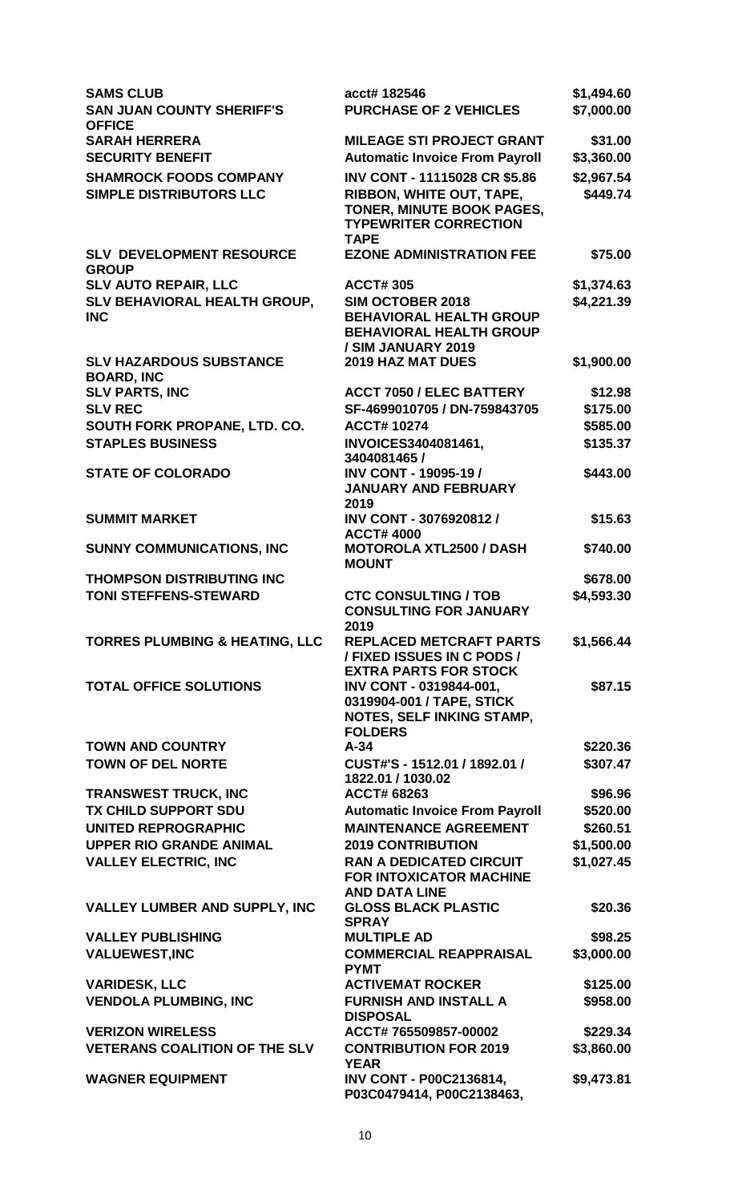| | | |
|---|---|---|
| **SAMS CLUB** | **acct# 182546** | **$1,494.60** |
| **SAN JUAN COUNTY SHERIFF'S OFFICE** | **PURCHASE OF 2 VEHICLES** | **$7,000.00** |
| **SARAH HERRERA** | **MILEAGE STI PROJECT GRANT** | **$31.00** |
| **SECURITY BENEFIT** | **Automatic Invoice From Payroll** | **$3,360.00** |
| **SHAMROCK FOODS COMPANY** | **INV CONT - 11115028 CR $5.86** | **$2,967.54** |
| **SIMPLE DISTRIBUTORS LLC** | **RIBBON, WHITE OUT, TAPE, TONER, MINUTE BOOK PAGES, TYPEWRITER CORRECTION TAPE** | **$449.74** |
| **SLV DEVELOPMENT RESOURCE GROUP** | **EZONE ADMINISTRATION FEE** | **$75.00** |
| **SLV AUTO REPAIR, LLC** | **ACCT# 305** | **$1,374.63** |
| **SLV BEHAVIORAL HEALTH GROUP, INC** | **SIM OCTOBER 2018 BEHAVIORAL HEALTH GROUP BEHAVIORAL HEALTH GROUP / SIM JANUARY 2019** | **$4,221.39** |
| **SLV HAZARDOUS SUBSTANCE BOARD, INC** | **2019 HAZ MAT DUES** | **$1,900.00** |
| **SLV PARTS, INC** | **ACCT 7050 / ELEC BATTERY** | **$12.98** |
| **SLV REC** | **SF-4699010705 / DN-759843705** | **$175.00** |
| **SOUTH FORK PROPANE, LTD. CO.** | **ACCT# 10274** | **$585.00** |
| **STAPLES BUSINESS** | **INVOICES3404081461, 3404081465 /** | **$135.37** |
| **STATE OF COLORADO** | **INV CONT - 19095-19 / JANUARY AND FEBRUARY 2019** | **$443.00** |
| **SUMMIT MARKET** | **INV CONT - 3076920812 / ACCT# 4000** | **$15.63** |
| **SUNNY COMMUNICATIONS, INC** | **MOTOROLA XTL2500 / DASH MOUNT** | **$740.00** |
| **THOMPSON DISTRIBUTING INC** | | **$678.00** |
| **TONI STEFFENS-STEWARD** | **CTC CONSULTING / TOB CONSULTING FOR JANUARY 2019** | **$4,593.30** |
| **TORRES PLUMBING & HEATING, LLC** | **REPLACED METCRAFT PARTS / FIXED ISSUES IN C PODS / EXTRA PARTS FOR STOCK** | **$1,566.44** |
| **TOTAL OFFICE SOLUTIONS** | **INV CONT - 0319844-001, 0319904-001 / TAPE, STICK NOTES, SELF INKING STAMP, FOLDERS** | **$87.15** |
| **TOWN AND COUNTRY** | **A-34** | **$220.36** |
| **TOWN OF DEL NORTE** | **CUST#'S - 1512.01 / 1892.01 / 1822.01 / 1030.02** | **$307.47** |
| **TRANSWEST TRUCK, INC** | **ACCT# 68263** | **$96.96** |
| **TX CHILD SUPPORT SDU** | **Automatic Invoice From Payroll** | **$520.00** |
| **UNITED REPROGRAPHIC** | **MAINTENANCE AGREEMENT** | **$260.51** |
| **UPPER RIO GRANDE ANIMAL** | **2019 CONTRIBUTION** | **$1,500.00** |
| **VALLEY ELECTRIC, INC** | **RAN A DEDICATED CIRCUIT FOR INTOXICATOR MACHINE AND DATA LINE** | **$1,027.45** |
| **VALLEY LUMBER AND SUPPLY, INC** | **GLOSS BLACK PLASTIC SPRAY** | **$20.36** |
| **VALLEY PUBLISHING** | **MULTIPLE AD** | **$98.25** |
| **VALUEWEST,INC** | **COMMERCIAL REAPPRAISAL PYMT** | **$3,000.00** |
| **VARIDESK, LLC** | **ACTIVEMAT ROCKER** | **$125.00** |
| **VENDOLA PLUMBING, INC** | **FURNISH AND INSTALL A DISPOSAL** | **$958.00** |
| **VERIZON WIRELESS** | **ACCT# 765509857-00002** | **$229.34** |
| **VETERANS COALITION OF THE SLV** | **CONTRIBUTION FOR 2019 YEAR** | **$3,860.00** |
| **WAGNER EQUIPMENT** | **INV CONT - P00C2136814, P03C0479414, P00C2138463,** | **$9,473.81** |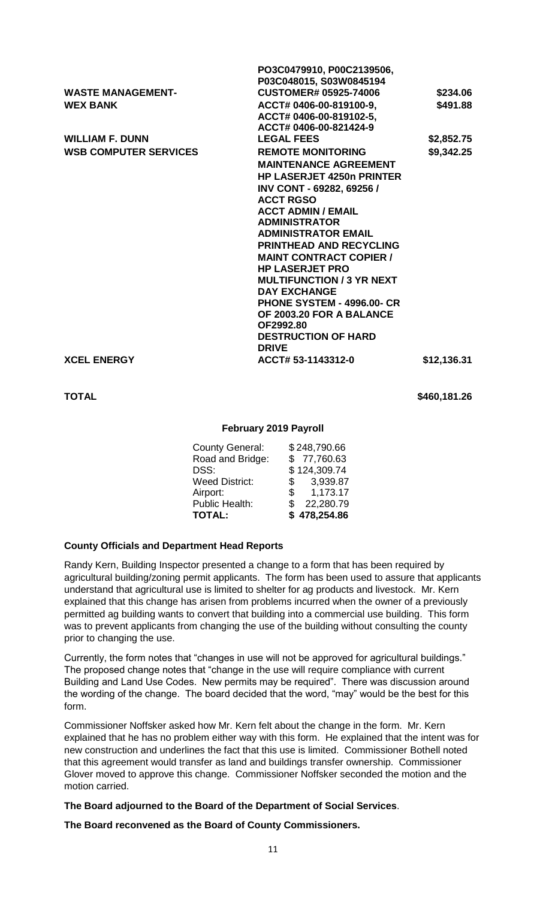| | | |
|---|---|---|
| | **PO3C0479910, P00C2139506, P03C048015, S03W0845194** | |
| **WASTE MANAGEMENT-** | **CUSTOMER# 05925-74006** | **$234.06** |
| **WEX BANK** | **ACCT# 0406-00-819100-9, ACCT# 0406-00-819102-5, ACCT# 0406-00-821424-9** | **$491.88** |
| **WILLIAM F. DUNN** | **LEGAL FEES** | **$2,852.75** |
| **WSB COMPUTER SERVICES** | **REMOTE MONITORING MAINTENANCE AGREEMENT HP LASERJET 4250n PRINTER INV CONT - 69282, 69256 / ACCT RGSO ACCT ADMIN / EMAIL ADMINISTRATOR ADMINISTRATOR EMAIL PRINTHEAD AND RECYCLING MAINT CONTRACT COPIER / HP LASERJET PRO MULTIFUNCTION / 3 YR NEXT DAY EXCHANGE PHONE SYSTEM - 4996.00- CR OF 2003.20 FOR A BALANCE OF2992.80 DESTRUCTION OF HARD DRIVE** | **$9,342.25** |
| **XCEL ENERGY** | **ACCT# 53-1143312-0** | **$12,136.31** |
| **TOTAL** | | **$460,181.26** |

**February 2019 Payroll**

| | |
|---|---|
| County General: | $ 248,790.66 |
| Road and Bridge: | $ 77,760.63 |
| DSS: | $ 124,309.74 |
| Weed District: | $ 3,939.87 |
| Airport: | $ 1,173.17 |
| Public Health: | $ 22,280.79 |
| **TOTAL:** | **$ 478,254.86** |

**County Officials and Department Head Reports**

Randy Kern, Building Inspector presented a change to a form that has been required by agricultural building/zoning permit applicants. The form has been used to assure that applicants understand that agricultural use is limited to shelter for ag products and livestock. Mr. Kern explained that this change has arisen from problems incurred when the owner of a previously permitted ag building wants to convert that building into a commercial use building. This form was to prevent applicants from changing the use of the building without consulting the county prior to changing the use.

Currently, the form notes that "changes in use will not be approved for agricultural buildings." The proposed change notes that "change in the use will require compliance with current Building and Land Use Codes. New permits may be required". There was discussion around the wording of the change. The board decided that the word, "may" would be the best for this form.

Commissioner Noffsker asked how Mr. Kern felt about the change in the form. Mr. Kern explained that he has no problem either way with this form. He explained that the intent was for new construction and underlines the fact that this use is limited. Commissioner Bothell noted that this agreement would transfer as land and buildings transfer ownership. Commissioner Glover moved to approve this change. Commissioner Noffsker seconded the motion and the motion carried.

**The Board adjourned to the Board of the Department of Social Services**.

**The Board reconvened as the Board of County Commissioners.**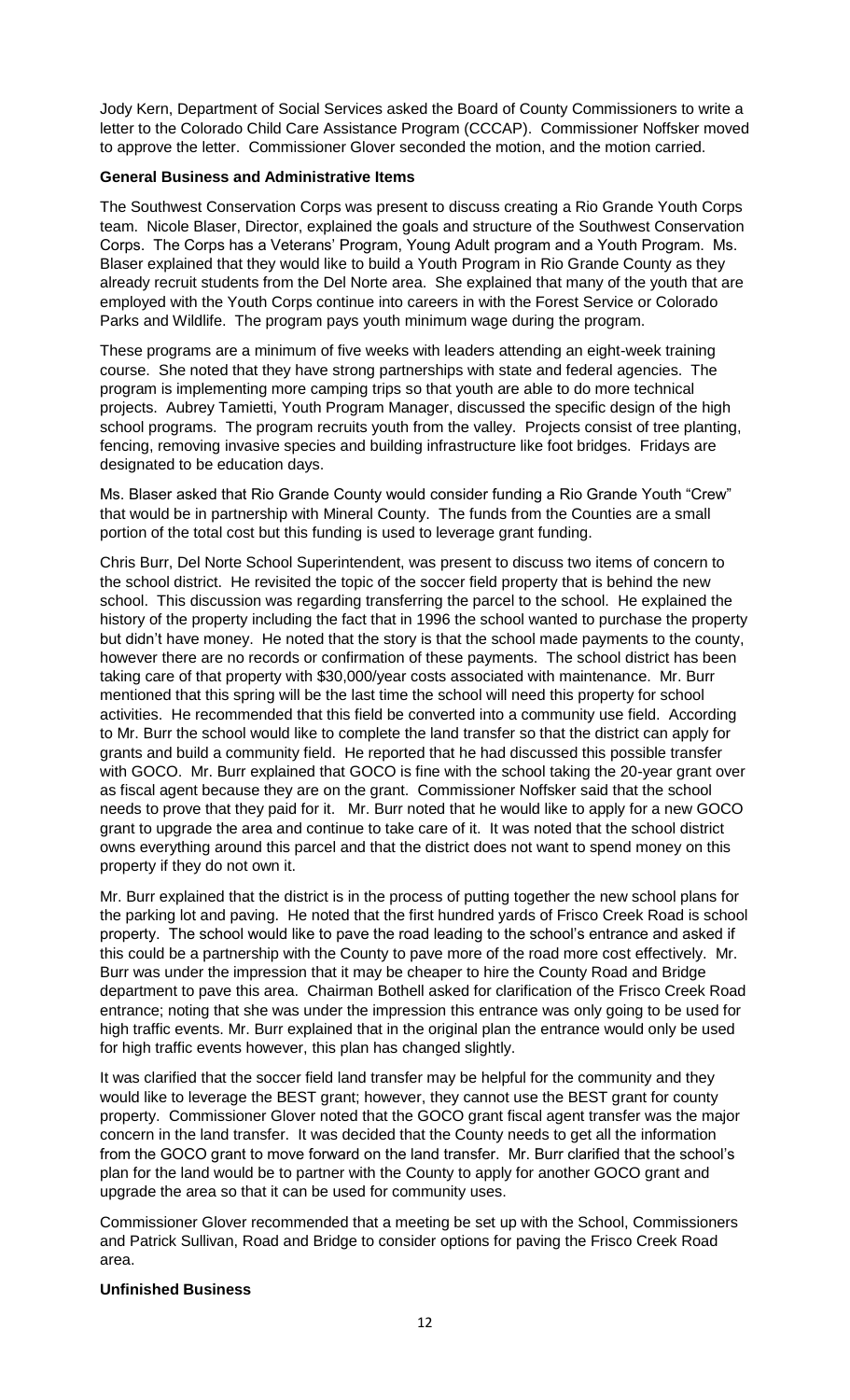Jody Kern, Department of Social Services asked the Board of County Commissioners to write a letter to the Colorado Child Care Assistance Program (CCCAP). Commissioner Noffsker moved to approve the letter. Commissioner Glover seconded the motion, and the motion carried.

**General Business and Administrative Items**

The Southwest Conservation Corps was present to discuss creating a Rio Grande Youth Corps team. Nicole Blaser, Director, explained the goals and structure of the Southwest Conservation Corps. The Corps has a Veterans' Program, Young Adult program and a Youth Program. Ms. Blaser explained that they would like to build a Youth Program in Rio Grande County as they already recruit students from the Del Norte area. She explained that many of the youth that are employed with the Youth Corps continue into careers in with the Forest Service or Colorado Parks and Wildlife. The program pays youth minimum wage during the program.

These programs are a minimum of five weeks with leaders attending an eight-week training course. She noted that they have strong partnerships with state and federal agencies. The program is implementing more camping trips so that youth are able to do more technical projects. Aubrey Tamietti, Youth Program Manager, discussed the specific design of the high school programs. The program recruits youth from the valley. Projects consist of tree planting, fencing, removing invasive species and building infrastructure like foot bridges. Fridays are designated to be education days.

Ms. Blaser asked that Rio Grande County would consider funding a Rio Grande Youth "Crew" that would be in partnership with Mineral County. The funds from the Counties are a small portion of the total cost but this funding is used to leverage grant funding.

Chris Burr, Del Norte School Superintendent, was present to discuss two items of concern to the school district. He revisited the topic of the soccer field property that is behind the new school. This discussion was regarding transferring the parcel to the school. He explained the history of the property including the fact that in 1996 the school wanted to purchase the property but didn't have money. He noted that the story is that the school made payments to the county, however there are no records or confirmation of these payments. The school district has been taking care of that property with $30,000/year costs associated with maintenance. Mr. Burr mentioned that this spring will be the last time the school will need this property for school activities. He recommended that this field be converted into a community use field. According to Mr. Burr the school would like to complete the land transfer so that the district can apply for grants and build a community field. He reported that he had discussed this possible transfer with GOCO. Mr. Burr explained that GOCO is fine with the school taking the 20-year grant over as fiscal agent because they are on the grant. Commissioner Noffsker said that the school needs to prove that they paid for it. Mr. Burr noted that he would like to apply for a new GOCO grant to upgrade the area and continue to take care of it. It was noted that the school district owns everything around this parcel and that the district does not want to spend money on this property if they do not own it.

Mr. Burr explained that the district is in the process of putting together the new school plans for the parking lot and paving. He noted that the first hundred yards of Frisco Creek Road is school property. The school would like to pave the road leading to the school's entrance and asked if this could be a partnership with the County to pave more of the road more cost effectively. Mr. Burr was under the impression that it may be cheaper to hire the County Road and Bridge department to pave this area. Chairman Bothell asked for clarification of the Frisco Creek Road entrance; noting that she was under the impression this entrance was only going to be used for high traffic events. Mr. Burr explained that in the original plan the entrance would only be used for high traffic events however, this plan has changed slightly.

It was clarified that the soccer field land transfer may be helpful for the community and they would like to leverage the BEST grant; however, they cannot use the BEST grant for county property. Commissioner Glover noted that the GOCO grant fiscal agent transfer was the major concern in the land transfer. It was decided that the County needs to get all the information from the GOCO grant to move forward on the land transfer. Mr. Burr clarified that the school's plan for the land would be to partner with the County to apply for another GOCO grant and upgrade the area so that it can be used for community uses.

Commissioner Glover recommended that a meeting be set up with the School, Commissioners and Patrick Sullivan, Road and Bridge to consider options for paving the Frisco Creek Road area.

**Unfinished Business**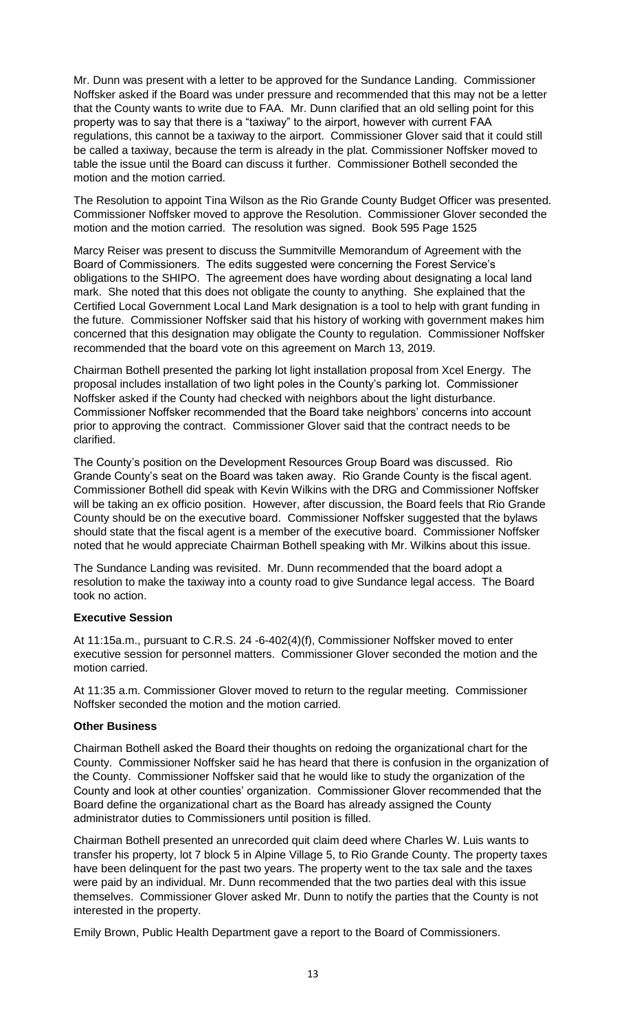Mr. Dunn was present with a letter to be approved for the Sundance Landing. Commissioner Noffsker asked if the Board was under pressure and recommended that this may not be a letter that the County wants to write due to FAA. Mr. Dunn clarified that an old selling point for this property was to say that there is a "taxiway" to the airport, however with current FAA regulations, this cannot be a taxiway to the airport. Commissioner Glover said that it could still be called a taxiway, because the term is already in the plat. Commissioner Noffsker moved to table the issue until the Board can discuss it further. Commissioner Bothell seconded the motion and the motion carried.

The Resolution to appoint Tina Wilson as the Rio Grande County Budget Officer was presented. Commissioner Noffsker moved to approve the Resolution. Commissioner Glover seconded the motion and the motion carried. The resolution was signed. Book 595 Page 1525

Marcy Reiser was present to discuss the Summitville Memorandum of Agreement with the Board of Commissioners. The edits suggested were concerning the Forest Service's obligations to the SHIPO. The agreement does have wording about designating a local land mark. She noted that this does not obligate the county to anything. She explained that the Certified Local Government Local Land Mark designation is a tool to help with grant funding in the future. Commissioner Noffsker said that his history of working with government makes him concerned that this designation may obligate the County to regulation. Commissioner Noffsker recommended that the board vote on this agreement on March 13, 2019.

Chairman Bothell presented the parking lot light installation proposal from Xcel Energy. The proposal includes installation of two light poles in the County's parking lot. Commissioner Noffsker asked if the County had checked with neighbors about the light disturbance. Commissioner Noffsker recommended that the Board take neighbors' concerns into account prior to approving the contract. Commissioner Glover said that the contract needs to be clarified.

The County's position on the Development Resources Group Board was discussed. Rio Grande County's seat on the Board was taken away. Rio Grande County is the fiscal agent. Commissioner Bothell did speak with Kevin Wilkins with the DRG and Commissioner Noffsker will be taking an ex officio position. However, after discussion, the Board feels that Rio Grande County should be on the executive board. Commissioner Noffsker suggested that the bylaws should state that the fiscal agent is a member of the executive board. Commissioner Noffsker noted that he would appreciate Chairman Bothell speaking with Mr. Wilkins about this issue.

The Sundance Landing was revisited. Mr. Dunn recommended that the board adopt a resolution to make the taxiway into a county road to give Sundance legal access. The Board took no action.

**Executive Session**

At 11:15a.m., pursuant to C.R.S. 24 -6-402(4)(f), Commissioner Noffsker moved to enter executive session for personnel matters. Commissioner Glover seconded the motion and the motion carried.

At 11:35 a.m. Commissioner Glover moved to return to the regular meeting. Commissioner Noffsker seconded the motion and the motion carried.

**Other Business**

Chairman Bothell asked the Board their thoughts on redoing the organizational chart for the County. Commissioner Noffsker said he has heard that there is confusion in the organization of the County. Commissioner Noffsker said that he would like to study the organization of the County and look at other counties' organization. Commissioner Glover recommended that the Board define the organizational chart as the Board has already assigned the County administrator duties to Commissioners until position is filled.

Chairman Bothell presented an unrecorded quit claim deed where Charles W. Luis wants to transfer his property, lot 7 block 5 in Alpine Village 5, to Rio Grande County. The property taxes have been delinquent for the past two years. The property went to the tax sale and the taxes were paid by an individual. Mr. Dunn recommended that the two parties deal with this issue themselves. Commissioner Glover asked Mr. Dunn to notify the parties that the County is not interested in the property.

Emily Brown, Public Health Department gave a report to the Board of Commissioners.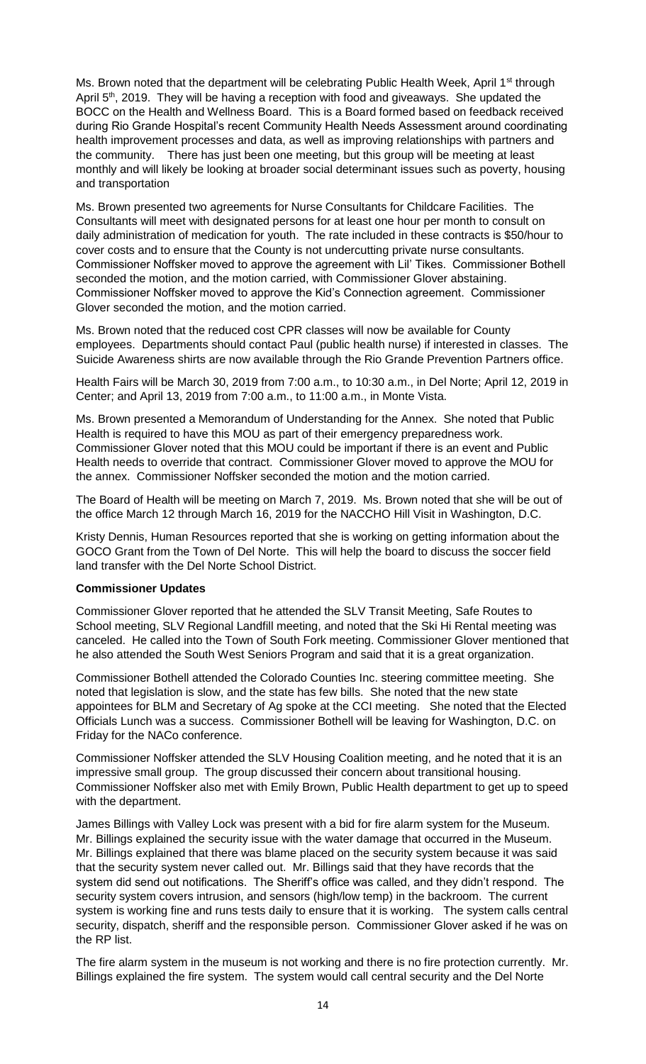Ms. Brown noted that the department will be celebrating Public Health Week, April 1st through April 5th, 2019. They will be having a reception with food and giveaways. She updated the BOCC on the Health and Wellness Board. This is a Board formed based on feedback received during Rio Grande Hospital's recent Community Health Needs Assessment around coordinating health improvement processes and data, as well as improving relationships with partners and the community. There has just been one meeting, but this group will be meeting at least monthly and will likely be looking at broader social determinant issues such as poverty, housing and transportation

Ms. Brown presented two agreements for Nurse Consultants for Childcare Facilities. The Consultants will meet with designated persons for at least one hour per month to consult on daily administration of medication for youth. The rate included in these contracts is $50/hour to cover costs and to ensure that the County is not undercutting private nurse consultants. Commissioner Noffsker moved to approve the agreement with Lil' Tikes. Commissioner Bothell seconded the motion, and the motion carried, with Commissioner Glover abstaining. Commissioner Noffsker moved to approve the Kid's Connection agreement. Commissioner Glover seconded the motion, and the motion carried.

Ms. Brown noted that the reduced cost CPR classes will now be available for County employees. Departments should contact Paul (public health nurse) if interested in classes. The Suicide Awareness shirts are now available through the Rio Grande Prevention Partners office.

Health Fairs will be March 30, 2019 from 7:00 a.m., to 10:30 a.m., in Del Norte; April 12, 2019 in Center; and April 13, 2019 from 7:00 a.m., to 11:00 a.m., in Monte Vista.

Ms. Brown presented a Memorandum of Understanding for the Annex. She noted that Public Health is required to have this MOU as part of their emergency preparedness work. Commissioner Glover noted that this MOU could be important if there is an event and Public Health needs to override that contract. Commissioner Glover moved to approve the MOU for the annex. Commissioner Noffsker seconded the motion and the motion carried.

The Board of Health will be meeting on March 7, 2019. Ms. Brown noted that she will be out of the office March 12 through March 16, 2019 for the NACCHO Hill Visit in Washington, D.C.

Kristy Dennis, Human Resources reported that she is working on getting information about the GOCO Grant from the Town of Del Norte. This will help the board to discuss the soccer field land transfer with the Del Norte School District.

**Commissioner Updates**

Commissioner Glover reported that he attended the SLV Transit Meeting, Safe Routes to School meeting, SLV Regional Landfill meeting, and noted that the Ski Hi Rental meeting was canceled. He called into the Town of South Fork meeting. Commissioner Glover mentioned that he also attended the South West Seniors Program and said that it is a great organization.

Commissioner Bothell attended the Colorado Counties Inc. steering committee meeting. She noted that legislation is slow, and the state has few bills. She noted that the new state appointees for BLM and Secretary of Ag spoke at the CCI meeting. She noted that the Elected Officials Lunch was a success. Commissioner Bothell will be leaving for Washington, D.C. on Friday for the NACo conference.

Commissioner Noffsker attended the SLV Housing Coalition meeting, and he noted that it is an impressive small group. The group discussed their concern about transitional housing. Commissioner Noffsker also met with Emily Brown, Public Health department to get up to speed with the department.

James Billings with Valley Lock was present with a bid for fire alarm system for the Museum. Mr. Billings explained the security issue with the water damage that occurred in the Museum. Mr. Billings explained that there was blame placed on the security system because it was said that the security system never called out. Mr. Billings said that they have records that the system did send out notifications. The Sheriff's office was called, and they didn't respond. The security system covers intrusion, and sensors (high/low temp) in the backroom. The current system is working fine and runs tests daily to ensure that it is working. The system calls central security, dispatch, sheriff and the responsible person. Commissioner Glover asked if he was on the RP list.

The fire alarm system in the museum is not working and there is no fire protection currently. Mr. Billings explained the fire system. The system would call central security and the Del Norte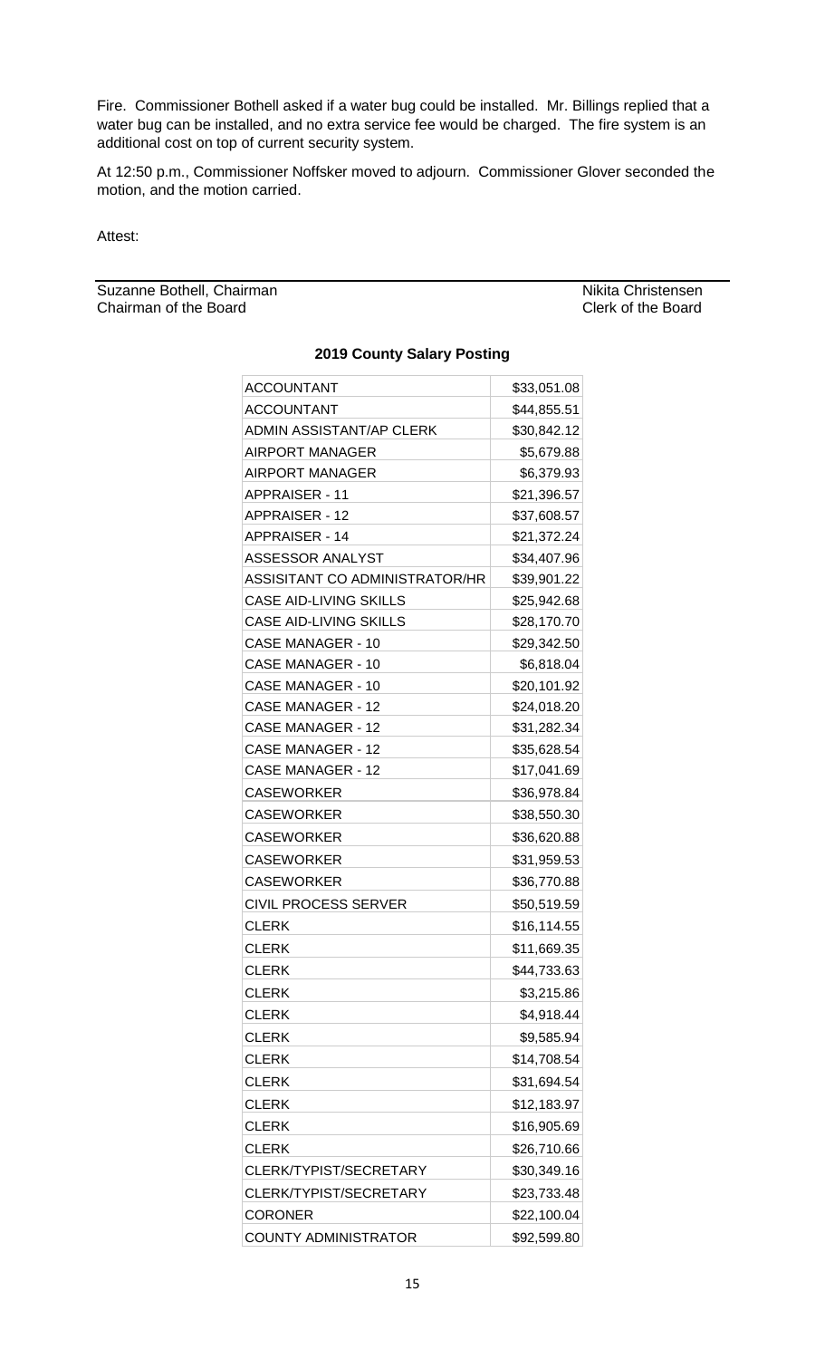Fire. Commissioner Bothell asked if a water bug could be installed. Mr. Billings replied that a water bug can be installed, and no extra service fee would be charged. The fire system is an additional cost on top of current security system.

At 12:50 p.m., Commissioner Noffsker moved to adjourn. Commissioner Glover seconded the motion, and the motion carried.

Attest:

Suzanne Bothell, Chairman
Chairman of the Board

Nikita Christensen
Clerk of the Board

**2019 County Salary Posting**

| | |
|---|---|
| ACCOUNTANT | \$33,051.08 |
| ACCOUNTANT | \$44,855.51 |
| ADMIN ASSISTANT/AP CLERK | \$30,842.12 |
| AIRPORT MANAGER | \$5,679.88 |
| AIRPORT MANAGER | \$6,379.93 |
| APPRAISER - 11 | \$21,396.57 |
| APPRAISER - 12 | \$37,608.57 |
| APPRAISER - 14 | \$21,372.24 |
| ASSESSOR ANALYST | \$34,407.96 |
| ASSISITANT CO ADMINISTRATOR/HR | \$39,901.22 |
| CASE AID-LIVING SKILLS | \$25,942.68 |
| CASE AID-LIVING SKILLS | \$28,170.70 |
| CASE MANAGER - 10 | \$29,342.50 |
| CASE MANAGER - 10 | \$6,818.04 |
| CASE MANAGER - 10 | \$20,101.92 |
| CASE MANAGER - 12 | \$24,018.20 |
| CASE MANAGER - 12 | \$31,282.34 |
| CASE MANAGER - 12 | \$35,628.54 |
| CASE MANAGER - 12 | \$17,041.69 |
| CASEWORKER | \$36,978.84 |
| CASEWORKER | \$38,550.30 |
| CASEWORKER | \$36,620.88 |
| CASEWORKER | \$31,959.53 |
| CASEWORKER | \$36,770.88 |
| CIVIL PROCESS SERVER | \$50,519.59 |
| CLERK | \$16,114.55 |
| CLERK | \$11,669.35 |
| CLERK | \$44,733.63 |
| CLERK | \$3,215.86 |
| CLERK | \$4,918.44 |
| CLERK | \$9,585.94 |
| CLERK | \$14,708.54 |
| CLERK | \$31,694.54 |
| CLERK | \$12,183.97 |
| CLERK | \$16,905.69 |
| CLERK | \$26,710.66 |
| CLERK/TYPIST/SECRETARY | \$30,349.16 |
| CLERK/TYPIST/SECRETARY | \$23,733.48 |
| CORONER | \$22,100.04 |
| COUNTY ADMINISTRATOR | \$92,599.80 |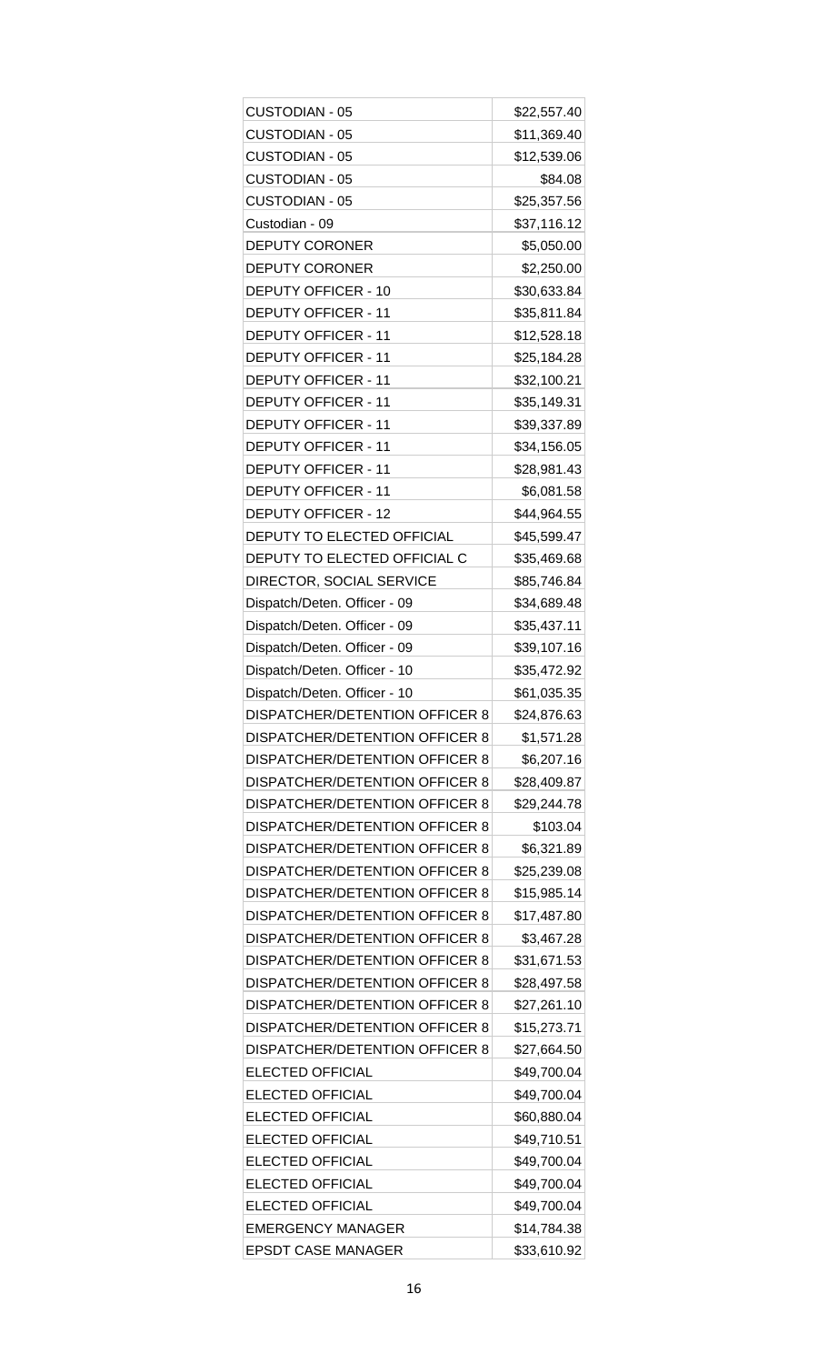| | |
|---|---|
| CUSTODIAN - 05 | $22,557.40 |
| CUSTODIAN - 05 | $11,369.40 |
| CUSTODIAN - 05 | $12,539.06 |
| CUSTODIAN - 05 | $84.08 |
| CUSTODIAN - 05 | $25,357.56 |
| Custodian - 09 | $37,116.12 |
| DEPUTY CORONER | $5,050.00 |
| DEPUTY CORONER | $2,250.00 |
| DEPUTY OFFICER - 10 | $30,633.84 |
| DEPUTY OFFICER - 11 | $35,811.84 |
| DEPUTY OFFICER - 11 | $12,528.18 |
| DEPUTY OFFICER - 11 | $25,184.28 |
| DEPUTY OFFICER - 11 | $32,100.21 |
| DEPUTY OFFICER - 11 | $35,149.31 |
| DEPUTY OFFICER - 11 | $39,337.89 |
| DEPUTY OFFICER - 11 | $34,156.05 |
| DEPUTY OFFICER - 11 | $28,981.43 |
| DEPUTY OFFICER - 11 | $6,081.58 |
| DEPUTY OFFICER - 12 | $44,964.55 |
| DEPUTY TO ELECTED OFFICIAL | $45,599.47 |
| DEPUTY TO ELECTED OFFICIAL C | $35,469.68 |
| DIRECTOR, SOCIAL SERVICE | $85,746.84 |
| Dispatch/Deten. Officer - 09 | $34,689.48 |
| Dispatch/Deten. Officer - 09 | $35,437.11 |
| Dispatch/Deten. Officer - 09 | $39,107.16 |
| Dispatch/Deten. Officer - 10 | $35,472.92 |
| Dispatch/Deten. Officer - 10 | $61,035.35 |
| DISPATCHER/DETENTION OFFICER 8 | $24,876.63 |
| DISPATCHER/DETENTION OFFICER 8 | $1,571.28 |
| DISPATCHER/DETENTION OFFICER 8 | $6,207.16 |
| DISPATCHER/DETENTION OFFICER 8 | $28,409.87 |
| DISPATCHER/DETENTION OFFICER 8 | $29,244.78 |
| DISPATCHER/DETENTION OFFICER 8 | $103.04 |
| DISPATCHER/DETENTION OFFICER 8 | $6,321.89 |
| DISPATCHER/DETENTION OFFICER 8 | $25,239.08 |
| DISPATCHER/DETENTION OFFICER 8 | $15,985.14 |
| DISPATCHER/DETENTION OFFICER 8 | $17,487.80 |
| DISPATCHER/DETENTION OFFICER 8 | $3,467.28 |
| DISPATCHER/DETENTION OFFICER 8 | $31,671.53 |
| DISPATCHER/DETENTION OFFICER 8 | $28,497.58 |
| DISPATCHER/DETENTION OFFICER 8 | $27,261.10 |
| DISPATCHER/DETENTION OFFICER 8 | $15,273.71 |
| DISPATCHER/DETENTION OFFICER 8 | $27,664.50 |
| ELECTED OFFICIAL | $49,700.04 |
| ELECTED OFFICIAL | $49,700.04 |
| ELECTED OFFICIAL | $60,880.04 |
| ELECTED OFFICIAL | $49,710.51 |
| ELECTED OFFICIAL | $49,700.04 |
| ELECTED OFFICIAL | $49,700.04 |
| ELECTED OFFICIAL | $49,700.04 |
| EMERGENCY MANAGER | $14,784.38 |
| EPSDT CASE MANAGER | $33,610.92 |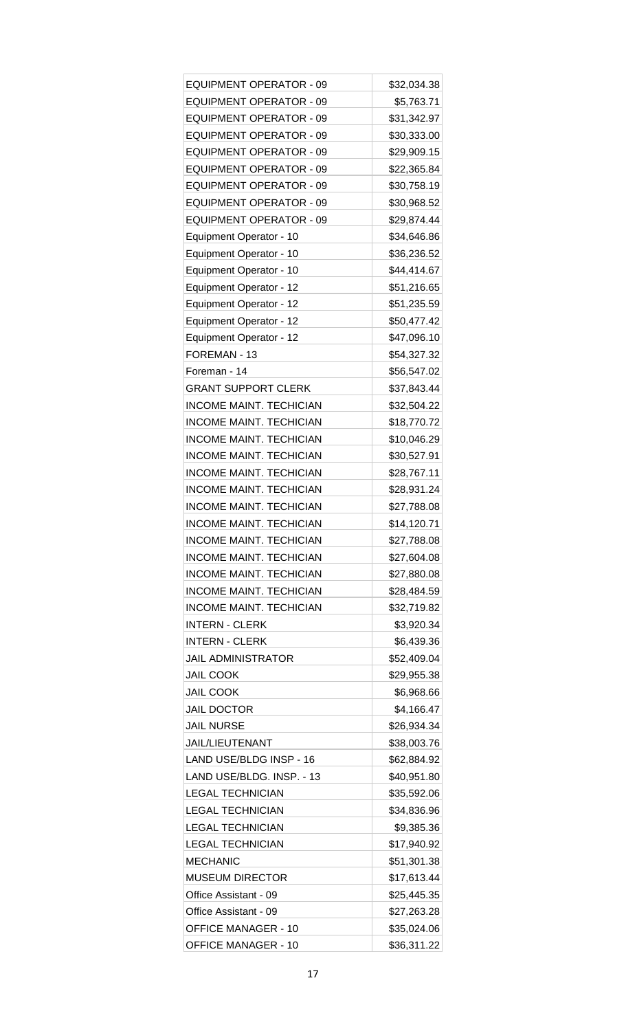| | |
|---|---|
| EQUIPMENT OPERATOR - 09 | $32,034.38 |
| EQUIPMENT OPERATOR - 09 | $5,763.71 |
| EQUIPMENT OPERATOR - 09 | $31,342.97 |
| EQUIPMENT OPERATOR - 09 | $30,333.00 |
| EQUIPMENT OPERATOR - 09 | $29,909.15 |
| EQUIPMENT OPERATOR - 09 | $22,365.84 |
| EQUIPMENT OPERATOR - 09 | $30,758.19 |
| EQUIPMENT OPERATOR - 09 | $30,968.52 |
| EQUIPMENT OPERATOR - 09 | $29,874.44 |
| Equipment Operator - 10 | $34,646.86 |
| Equipment Operator - 10 | $36,236.52 |
| Equipment Operator - 10 | $44,414.67 |
| Equipment Operator - 12 | $51,216.65 |
| Equipment Operator - 12 | $51,235.59 |
| Equipment Operator - 12 | $50,477.42 |
| Equipment Operator - 12 | $47,096.10 |
| FOREMAN - 13 | $54,327.32 |
| Foreman - 14 | $56,547.02 |
| GRANT SUPPORT CLERK | $37,843.44 |
| INCOME MAINT. TECHICIAN | $32,504.22 |
| INCOME MAINT. TECHICIAN | $18,770.72 |
| INCOME MAINT. TECHICIAN | $10,046.29 |
| INCOME MAINT. TECHICIAN | $30,527.91 |
| INCOME MAINT. TECHICIAN | $28,767.11 |
| INCOME MAINT. TECHICIAN | $28,931.24 |
| INCOME MAINT. TECHICIAN | $27,788.08 |
| INCOME MAINT. TECHICIAN | $14,120.71 |
| INCOME MAINT. TECHICIAN | $27,788.08 |
| INCOME MAINT. TECHICIAN | $27,604.08 |
| INCOME MAINT. TECHICIAN | $27,880.08 |
| INCOME MAINT. TECHICIAN | $28,484.59 |
| INCOME MAINT. TECHICIAN | $32,719.82 |
| INTERN - CLERK | $3,920.34 |
| INTERN - CLERK | $6,439.36 |
| JAIL ADMINISTRATOR | $52,409.04 |
| JAIL COOK | $29,955.38 |
| JAIL COOK | $6,968.66 |
| JAIL DOCTOR | $4,166.47 |
| JAIL NURSE | $26,934.34 |
| JAIL/LIEUTENANT | $38,003.76 |
| LAND USE/BLDG INSP - 16 | $62,884.92 |
| LAND USE/BLDG. INSP. - 13 | $40,951.80 |
| LEGAL TECHNICIAN | $35,592.06 |
| LEGAL TECHNICIAN | $34,836.96 |
| LEGAL TECHNICIAN | $9,385.36 |
| LEGAL TECHNICIAN | $17,940.92 |
| MECHANIC | $51,301.38 |
| MUSEUM DIRECTOR | $17,613.44 |
| Office Assistant - 09 | $25,445.35 |
| Office Assistant - 09 | $27,263.28 |
| OFFICE MANAGER - 10 | $35,024.06 |
| OFFICE MANAGER - 10 | $36,311.22 |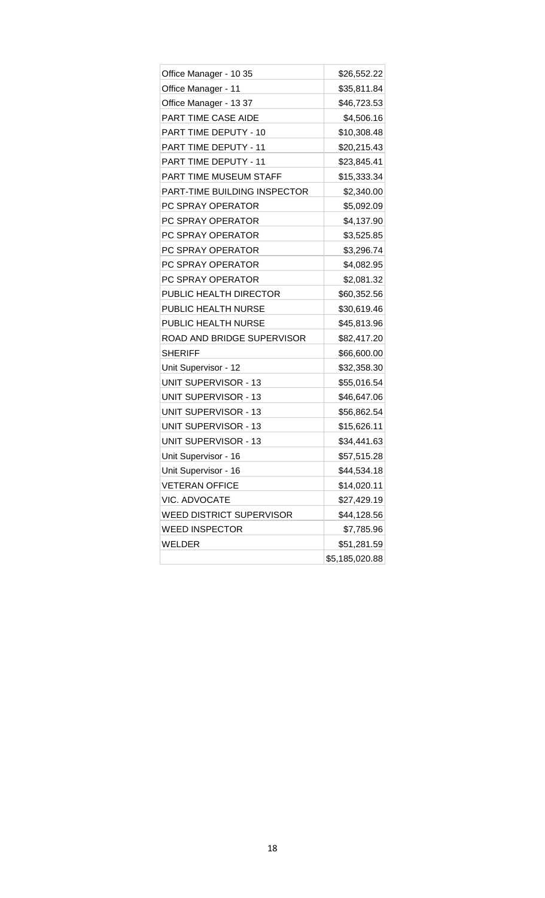| | |
|---|---|
| Office Manager - 10 35 | $26,552.22 |
| Office Manager - 11 | $35,811.84 |
| Office Manager - 13 37 | $46,723.53 |
| PART TIME CASE AIDE | $4,506.16 |
| PART TIME DEPUTY - 10 | $10,308.48 |
| PART TIME DEPUTY - 11 | $20,215.43 |
| PART TIME DEPUTY - 11 | $23,845.41 |
| PART TIME MUSEUM STAFF | $15,333.34 |
| PART-TIME BUILDING INSPECTOR | $2,340.00 |
| PC SPRAY OPERATOR | $5,092.09 |
| PC SPRAY OPERATOR | $4,137.90 |
| PC SPRAY OPERATOR | $3,525.85 |
| PC SPRAY OPERATOR | $3,296.74 |
| PC SPRAY OPERATOR | $4,082.95 |
| PC SPRAY OPERATOR | $2,081.32 |
| PUBLIC HEALTH DIRECTOR | $60,352.56 |
| PUBLIC HEALTH NURSE | $30,619.46 |
| PUBLIC HEALTH NURSE | $45,813.96 |
| ROAD AND BRIDGE SUPERVISOR | $82,417.20 |
| SHERIFF | $66,600.00 |
| Unit Supervisor - 12 | $32,358.30 |
| UNIT SUPERVISOR - 13 | $55,016.54 |
| UNIT SUPERVISOR - 13 | $46,647.06 |
| UNIT SUPERVISOR - 13 | $56,862.54 |
| UNIT SUPERVISOR - 13 | $15,626.11 |
| UNIT SUPERVISOR - 13 | $34,441.63 |
| Unit Supervisor - 16 | $57,515.28 |
| Unit Supervisor - 16 | $44,534.18 |
| VETERAN OFFICE | $14,020.11 |
| VIC. ADVOCATE | $27,429.19 |
| WEED DISTRICT SUPERVISOR | $44,128.56 |
| WEED INSPECTOR | $7,785.96 |
| WELDER | $51,281.59 |
| | $5,185,020.88 |